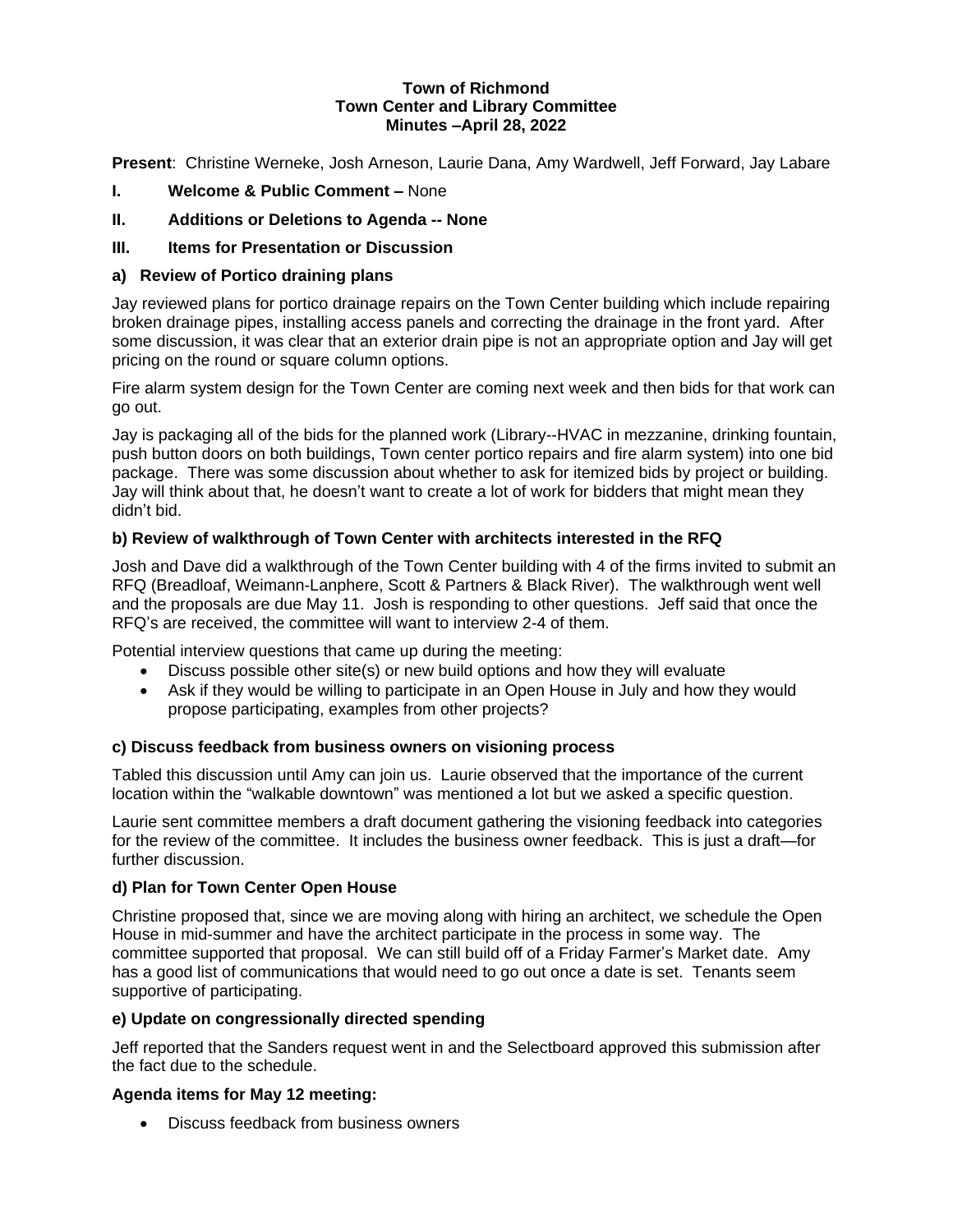**Town of Richmond**
**Town Center and Library Committee**
**Minutes –April 28, 2022**

**Present**: Christine Werneke, Josh Arneson, Laurie Dana, Amy Wardwell, Jeff Forward, Jay Labare

**I. Welcome & Public Comment –** None

**II. Additions or Deletions to Agenda -- None**

**III. Items for Presentation or Discussion**

### a) Review of Portico draining plans

Jay reviewed plans for portico drainage repairs on the Town Center building which include repairing broken drainage pipes, installing access panels and correcting the drainage in the front yard. After some discussion, it was clear that an exterior drain pipe is not an appropriate option and Jay will get pricing on the round or square column options.

Fire alarm system design for the Town Center are coming next week and then bids for that work can go out.

Jay is packaging all of the bids for the planned work (Library--HVAC in mezzanine, drinking fountain, push button doors on both buildings, Town center portico repairs and fire alarm system) into one bid package. There was some discussion about whether to ask for itemized bids by project or building. Jay will think about that, he doesn't want to create a lot of work for bidders that might mean they didn't bid.

### b) Review of walkthrough of Town Center with architects interested in the RFQ

Josh and Dave did a walkthrough of the Town Center building with 4 of the firms invited to submit an RFQ (Breadloaf, Weimann-Lanphere, Scott & Partners & Black River). The walkthrough went well and the proposals are due May 11. Josh is responding to other questions. Jeff said that once the RFQ's are received, the committee will want to interview 2-4 of them.

Potential interview questions that came up during the meeting:

- Discuss possible other site(s) or new build options and how they will evaluate
- Ask if they would be willing to participate in an Open House in July and how they would propose participating, examples from other projects?

### c) Discuss feedback from business owners on visioning process

Tabled this discussion until Amy can join us. Laurie observed that the importance of the current location within the "walkable downtown" was mentioned a lot but we asked a specific question.

Laurie sent committee members a draft document gathering the visioning feedback into categories for the review of the committee. It includes the business owner feedback. This is just a draft—for further discussion.

### d) Plan for Town Center Open House

Christine proposed that, since we are moving along with hiring an architect, we schedule the Open House in mid-summer and have the architect participate in the process in some way. The committee supported that proposal. We can still build off of a Friday Farmer's Market date. Amy has a good list of communications that would need to go out once a date is set. Tenants seem supportive of participating.

### e) Update on congressionally directed spending

Jeff reported that the Sanders request went in and the Selectboard approved this submission after the fact due to the schedule.

### Agenda items for May 12 meeting:

- Discuss feedback from business owners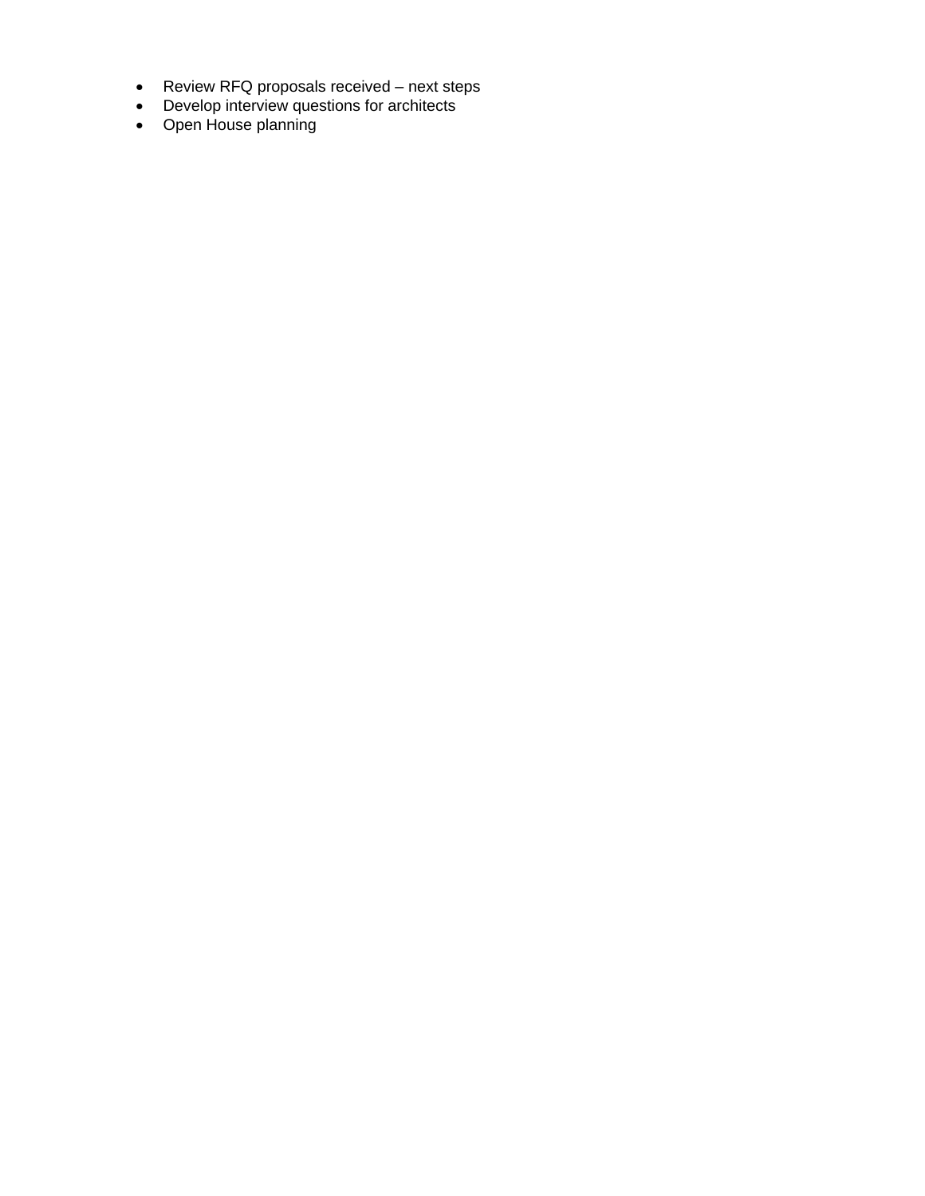- Review RFQ proposals received – next steps
- Develop interview questions for architects
- Open House planning